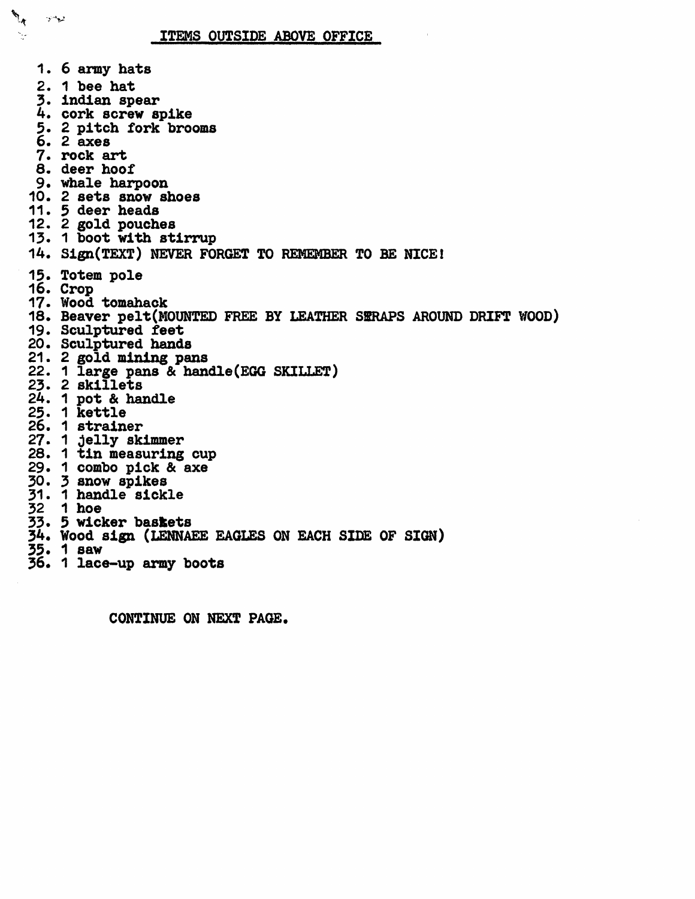# ITEMS OUTSIDE ABOVE OFFICE

1. 6 army hats
2. 1 bee hat
3. indian spear
4. cork screw spike
5. 2 pitch fork brooms
6. 2 axes
7. rock art
8. deer hoof
9. whale harpoon
10. 2 sets snow shoes
11. 5 deer heads
12. 2 gold pouches
13. 1 boot with stirrup
14. Sign(TEXT) NEVER FORGET TO REMEMBER TO BE NICE!
15. Totem pole
16. Crop
17. Wood tomahack
18. Beaver pelt(MOUNTED FREE BY LEATHER SERAPS AROUND DRIFT WOOD)
19. Sculptured feet
20. Sculptured hands
21. 2 gold mining pans
22. 1 large pans & handle(EGG SKILLET)
23. 2 skillets
24. 1 pot & handle
25. 1 kettle
26. 1 strainer
27. 1 jelly skimmer
28. 1 tin measuring cup
29. 1 combo pick & axe
30. 3 snow spikes
31. 1 handle sickle
32. 1 hoe
33. 5 wicker baskets
34. Wood sign (LENNAEE EAGLES ON EACH SIDE OF SIGN)
35. 1 saw
36. 1 lace-up army boots

CONTINUE ON NEXT PAGE.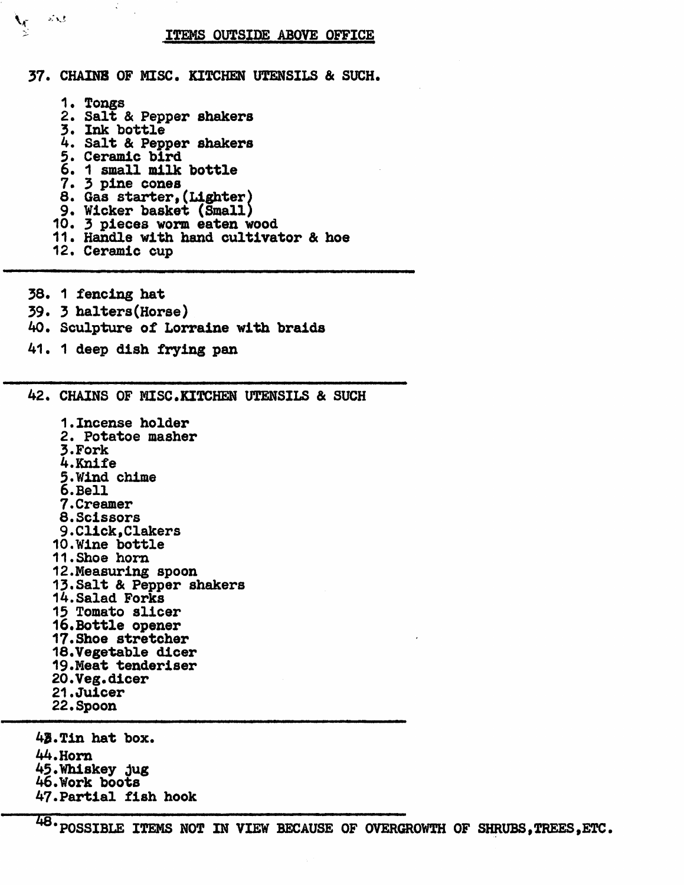## ITEMS OUTSIDE ABOVE OFFICE

37. CHAINS OF MISC. KITCHEN UTENSILS & SUCH.

    1. Tongs
    2. Salt & Pepper shakers
    3. Ink bottle
    4. Salt & Pepper shakers
    5. Ceramic bird
    6. 1 small milk bottle
    7. 3 pine cones
    8. Gas starter,(Lighter)
    9. Wicker basket (Small)
    10. 3 pieces worm eaten wood
    11. Handle with hand cultivator & hoe
    12. Ceramic cup

---

38. 1 fencing hat
39. 3 halters(Horse)
40. Sculpture of Lorraine with braids
41. 1 deep dish frying pan

---

42. CHAINS OF MISC.KITCHEN UTENSILS & SUCH

    1. Incense holder
    2. Potatoe masher
    3. Fork
    4. Knife
    5. Wind chime
    6. Bell
    7. Creamer
    8. Scissors
    9. Click,Clakers
    10. Wine bottle
    11. Shoe horn
    12. Measuring spoon
    13. Salt & Pepper shakers
    14. Salad Forks
    15. Tomato slicer
    16. Bottle opener
    17. Shoe stretcher
    18. Vegetable dicer
    19. Meat tenderiser
    20. Veg.dicer
    21. Juicer
    22. Spoon

---

43. Tin hat box.
44. Horn
45. Whiskey jug
46. Work boots
47. Partial fish hook

---

48. POSSIBLE ITEMS NOT IN VIEW BECAUSE OF OVERGROWTH OF SHRUBS,TREES,ETC.